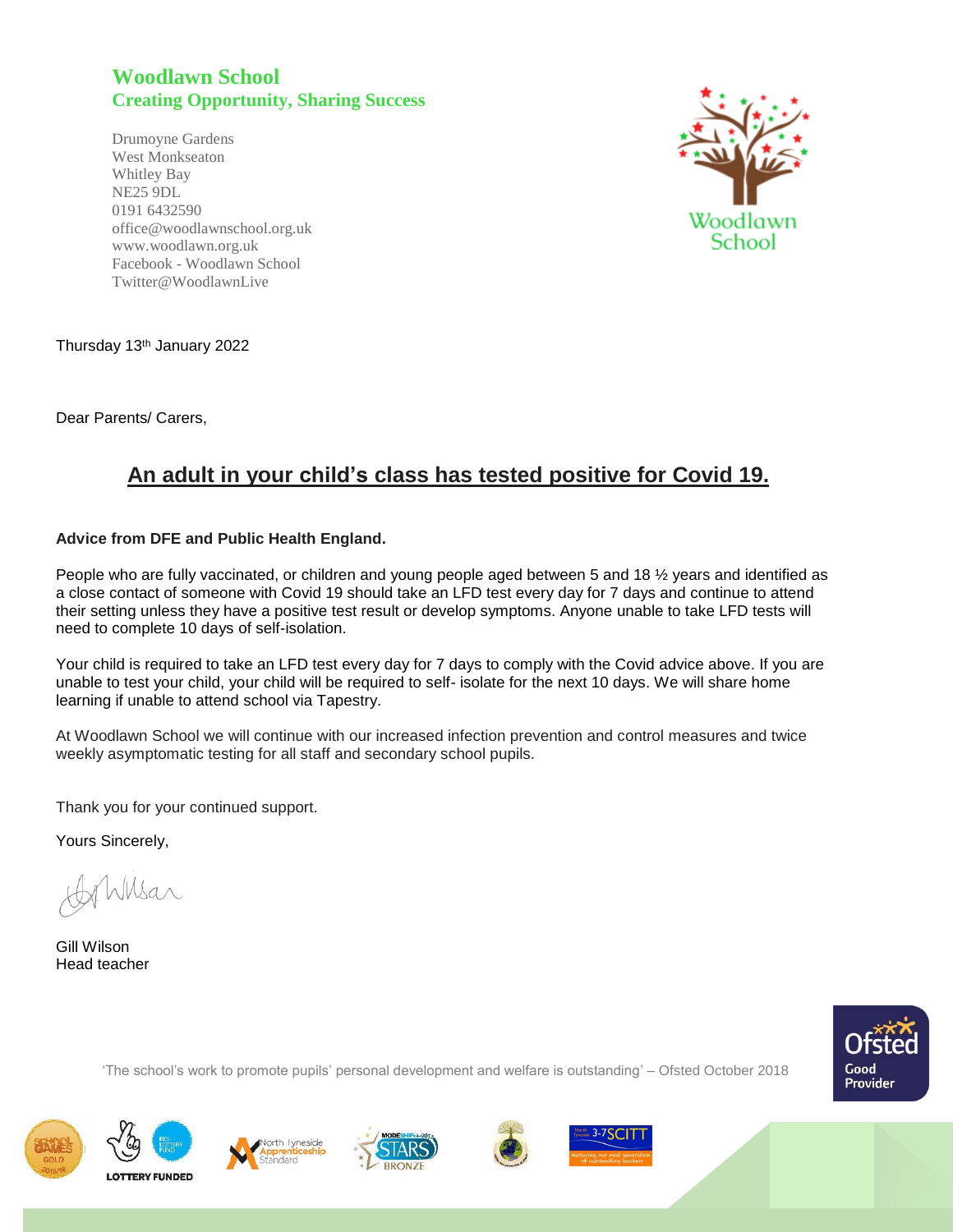**Woodlawn School**
**Creating Opportunity, Sharing Success**

Drumoyne Gardens
West Monkseaton
Whitley Bay
NE25 9DL
0191 6432590
office@woodlawnschool.org.uk
www.woodlawn.org.uk
Facebook - Woodlawn School
Twitter@WoodlawnLive

Thursday 13th January 2022

Dear Parents/ Carers,

## An adult in your child's class has tested positive for Covid 19.

**Advice from DFE and Public Health England.**

People who are fully vaccinated, or children and young people aged between 5 and 18 ½ years and identified as a close contact of someone with Covid 19 should take an LFD test every day for 7 days and continue to attend their setting unless they have a positive test result or develop symptoms. Anyone unable to take LFD tests will need to complete 10 days of self-isolation.

Your child is required to take an LFD test every day for 7 days to comply with the Covid advice above. If you are unable to test your child, your child will be required to self- isolate for the next 10 days. We will share home learning if unable to attend school via Tapestry.

At Woodlawn School we will continue with our increased infection prevention and control measures and twice weekly asymptomatic testing for all staff and secondary school pupils.

Thank you for your continued support.

Yours Sincerely,

Gill Wilson
Head teacher

'The school's work to promote pupils' personal development and welfare is outstanding' – Ofsted October 2018